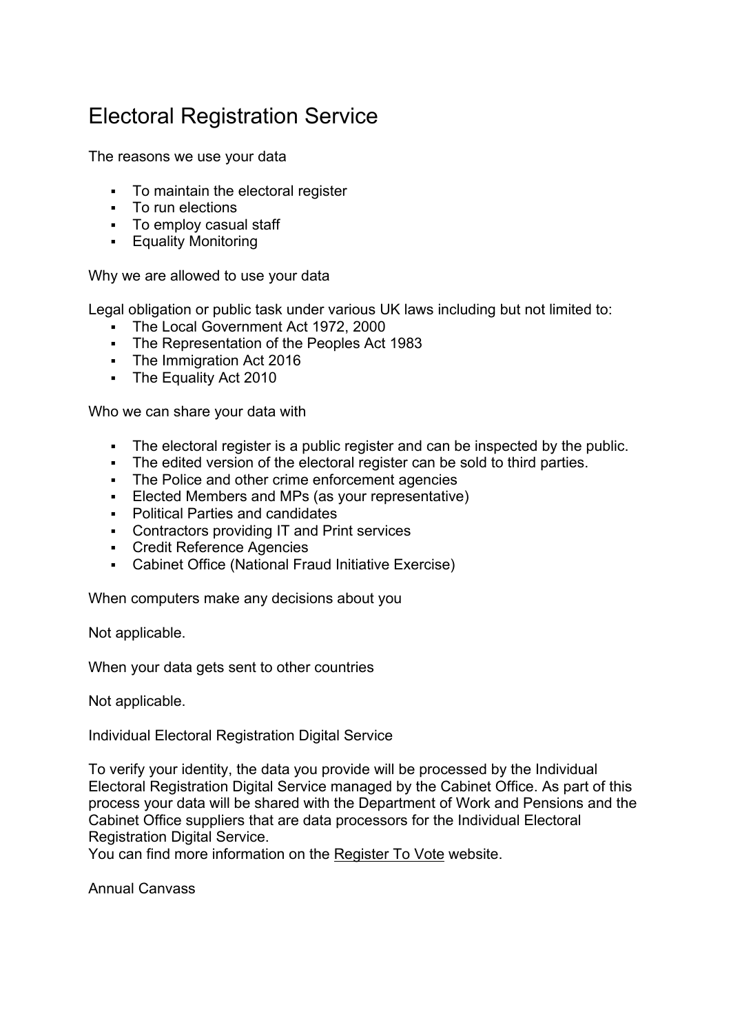# Electoral Registration Service

The reasons we use your data

- To maintain the electoral register
- To run elections
- To employ casual staff
- Equality Monitoring

Why we are allowed to use your data

Legal obligation or public task under various UK laws including but not limited to:

- The Local Government Act 1972, 2000
- The Representation of the Peoples Act 1983
- The Immigration Act 2016
- The Equality Act 2010

Who we can share your data with

- The electoral register is a public register and can be inspected by the public.
- The edited version of the electoral register can be sold to third parties.
- The Police and other crime enforcement agencies
- Elected Members and MPs (as your representative)
- Political Parties and candidates
- Contractors providing IT and Print services
- Credit Reference Agencies
- Cabinet Office (National Fraud Initiative Exercise)

When computers make any decisions about you

Not applicable.

When your data gets sent to other countries

Not applicable.

Individual Electoral Registration Digital Service

To verify your identity, the data you provide will be processed by the Individual Electoral Registration Digital Service managed by the Cabinet Office. As part of this process your data will be shared with the Department of Work and Pensions and the Cabinet Office suppliers that are data processors for the Individual Electoral Registration Digital Service.
You can find more information on the Register To Vote website.

Annual Canvass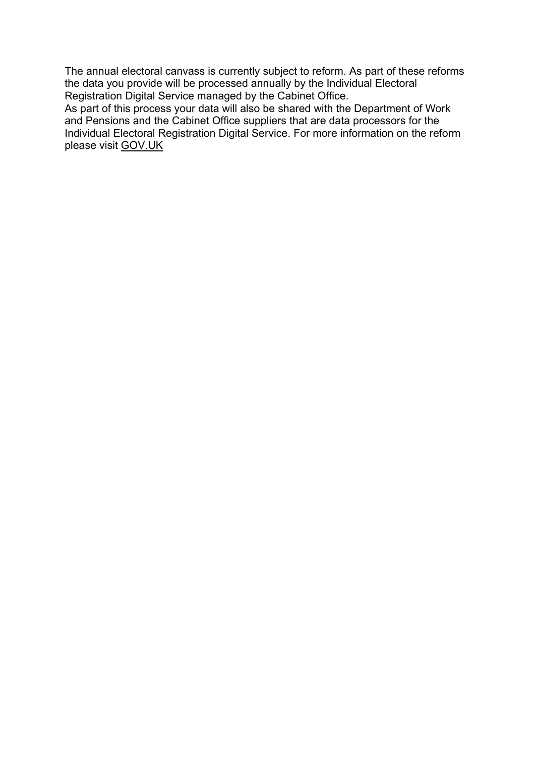The annual electoral canvass is currently subject to reform. As part of these reforms the data you provide will be processed annually by the Individual Electoral Registration Digital Service managed by the Cabinet Office.

As part of this process your data will also be shared with the Department of Work and Pensions and the Cabinet Office suppliers that are data processors for the Individual Electoral Registration Digital Service. For more information on the reform please visit GOV.UK